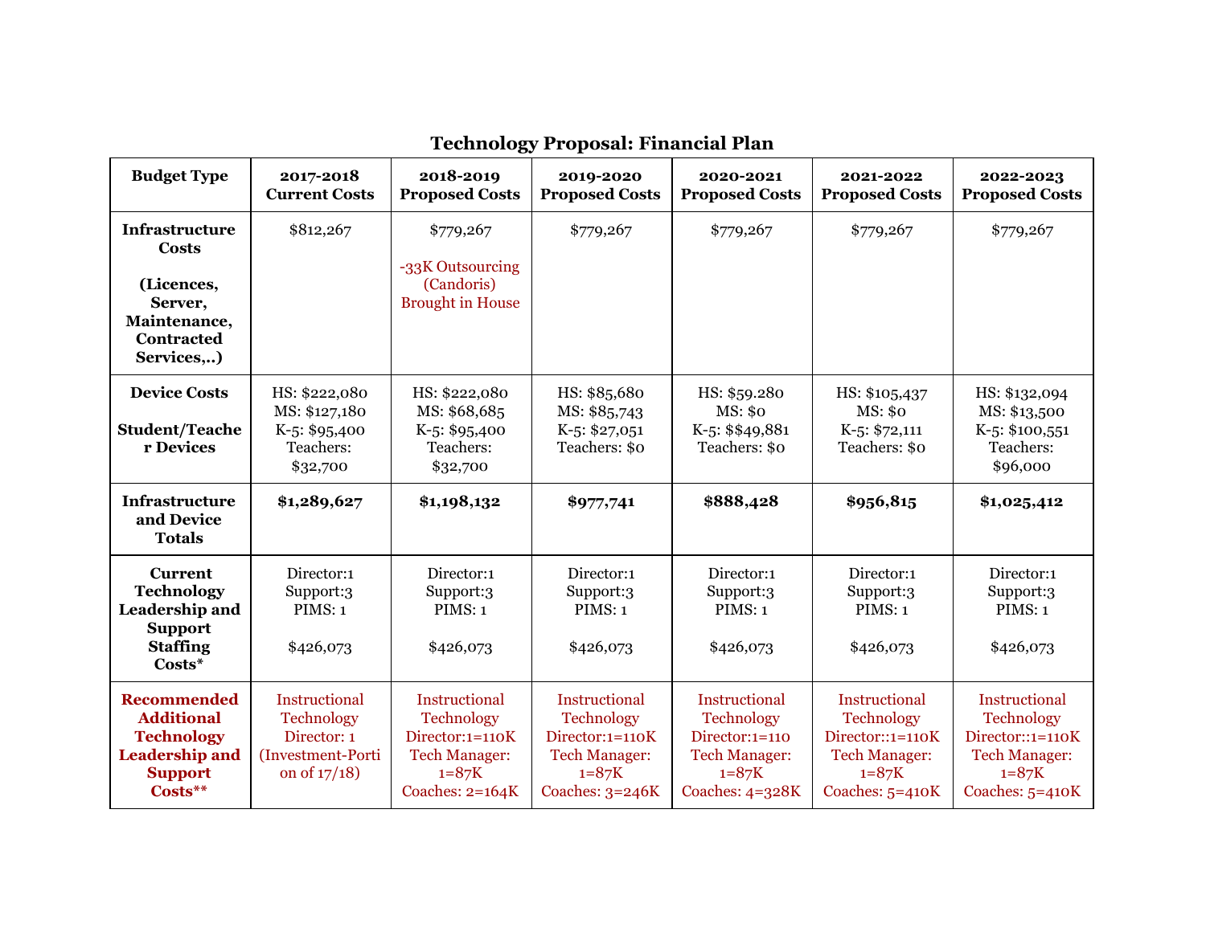## Technology Proposal: Financial Plan

| Budget Type | 2017-2018 Current Costs | 2018-2019 Proposed Costs | 2019-2020 Proposed Costs | 2020-2021 Proposed Costs | 2021-2022 Proposed Costs | 2022-2023 Proposed Costs |
|---|---|---|---|---|---|---|
| **Infrastructure Costs** **(Licences, Server, Maintenance, Contracted Services,..)** | $812,267 | $779,267 -33K Outsourcing (Candoris) Brought in House | $779,267 | $779,267 | $779,267 | $779,267 |
| **Device Costs** **Student/Teacher Devices** | HS: $222,080 MS: $127,180 K-5: $95,400 Teachers: $32,700 | HS: $222,080 MS: $68,685 K-5: $95,400 Teachers: $32,700 | HS: $85,680 MS: $85,743 K-5: $27,051 Teachers: $0 | HS: $59.280 MS: $0 K-5: $$49,881 Teachers: $0 | HS: $105,437 MS: $0 K-5: $72,111 Teachers: $0 | HS: $132,094 MS: $13,500 K-5: $100,551 Teachers: $96,000 |
| **Infrastructure and Device Totals** | **$1,289,627** | **$1,198,132** | **$977,741** | **$888,428** | **$956,815** | **$1,025,412** |
| **Current Technology Leadership and Support Staffing Costs*** | Director:1 Support:3 PIMS: 1 $426,073 | Director:1 Support:3 PIMS: 1 $426,073 | Director:1 Support:3 PIMS: 1 $426,073 | Director:1 Support:3 PIMS: 1 $426,073 | Director:1 Support:3 PIMS: 1 $426,073 | Director:1 Support:3 PIMS: 1 $426,073 |
| **Recommended Additional Technology Leadership and Support Costs**** | Instructional Technology Director: 1 (Investment-Portion of 17/18) | Instructional Technology Director:1=110K Tech Manager: 1=87K Coaches: 2=164K | Instructional Technology Director:1=110K Tech Manager: 1=87K Coaches: 3=246K | Instructional Technology Director:1=110 Tech Manager: 1=87K Coaches: 4=328K | Instructional Technology Director::1=110K Tech Manager: 1=87K Coaches: 5=410K | Instructional Technology Director::1=110K Tech Manager: 1=87K Coaches: 5=410K |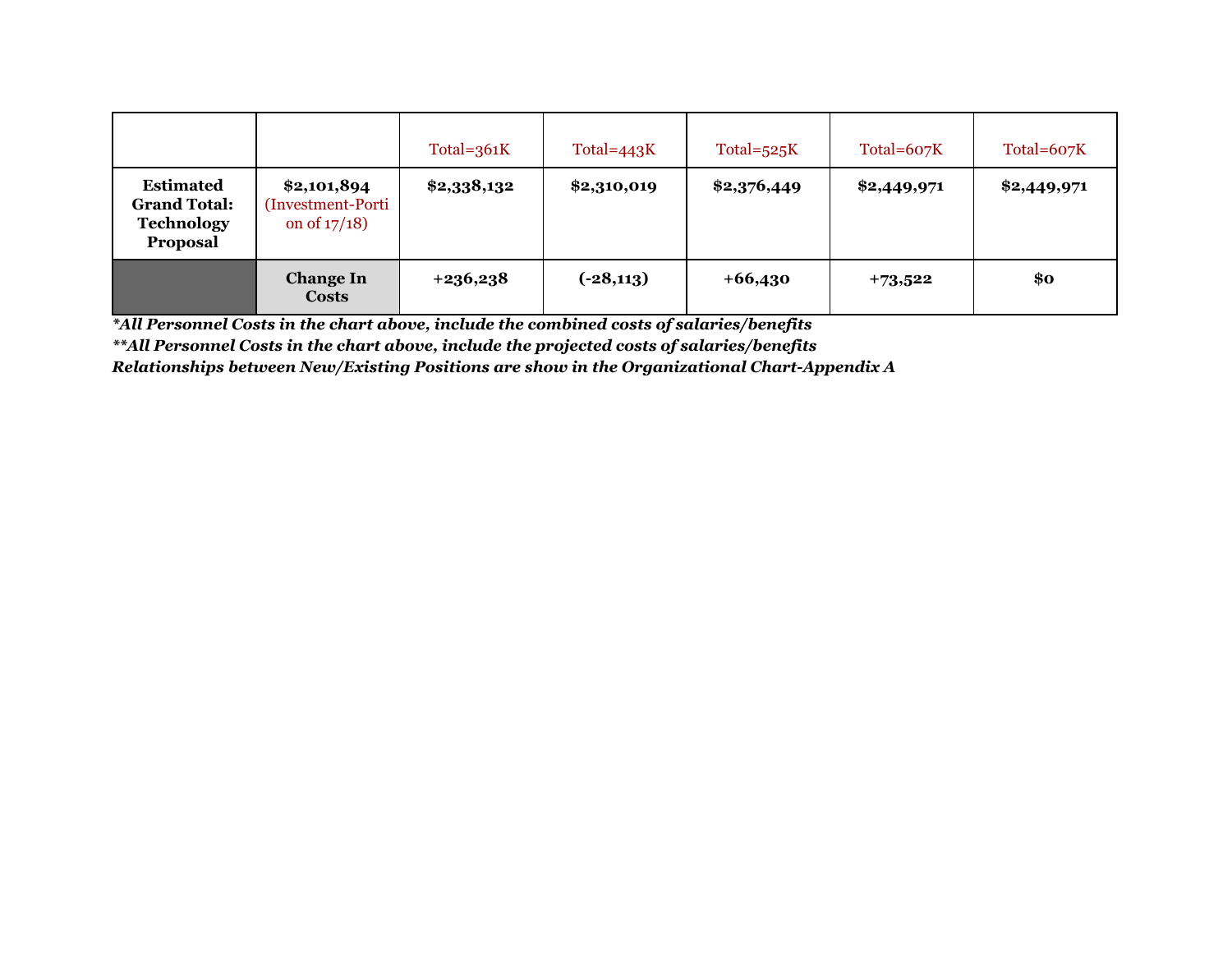| | | Total=361K | Total=443K | Total=525K | Total=607K | Total=607K |
|---|---|---|---|---|---|---|
| **Estimated Grand Total: Technology Proposal** | **$2,101,894** (Investment-Portion of 17/18) | **$2,338,132** | **$2,310,019** | **$2,376,449** | **$2,449,971** | **$2,449,971** |
| | **Change In Costs** | **+236,238** | **(-28,113)** | **+66,430** | **+73,522** | **$0** |

***All Personnel Costs in the chart above, include the combined costs of salaries/benefits***

*****All Personnel Costs in the chart above, include the projected costs of salaries/benefits***

***Relationships between New/Existing Positions are show in the Organizational Chart-Appendix A***